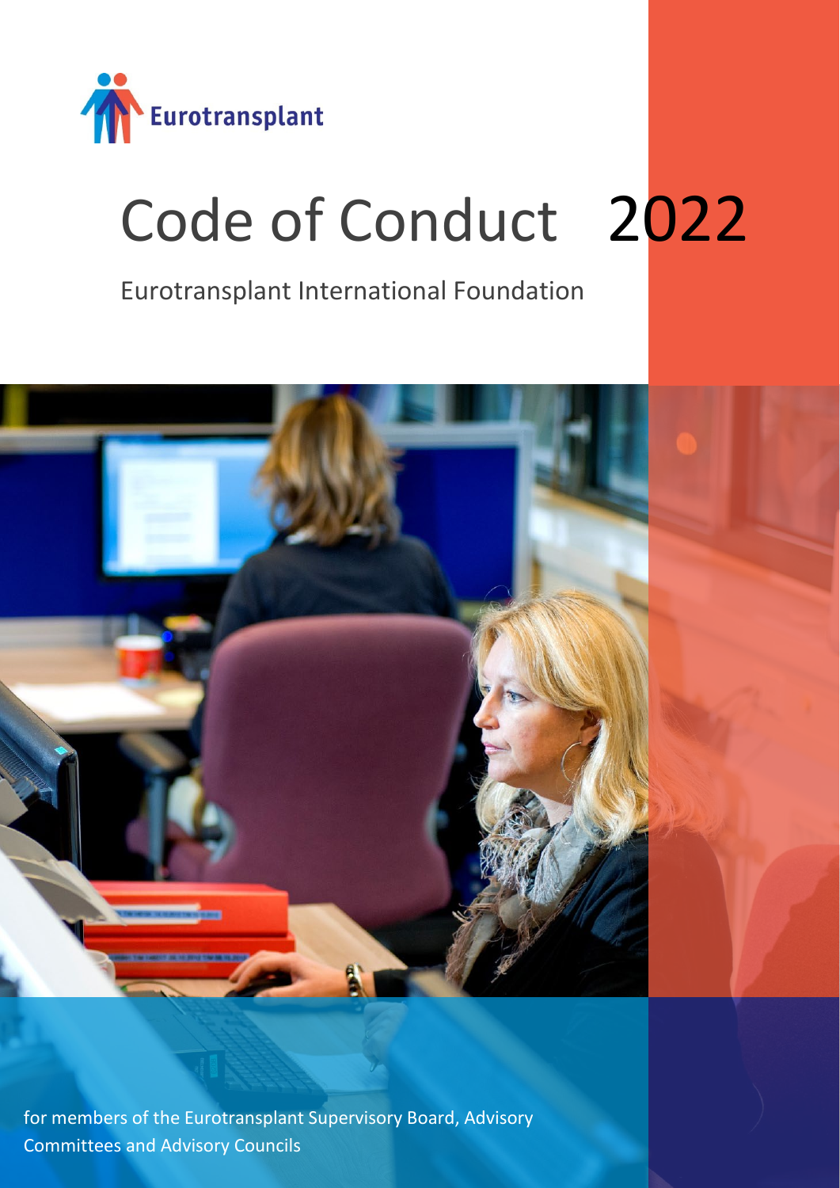Eurotransplant

# Code of Conduct 2022

Eurotransplant International Foundation

for members of the Eurotransplant Supervisory Board, Advisory Committees and Advisory Councils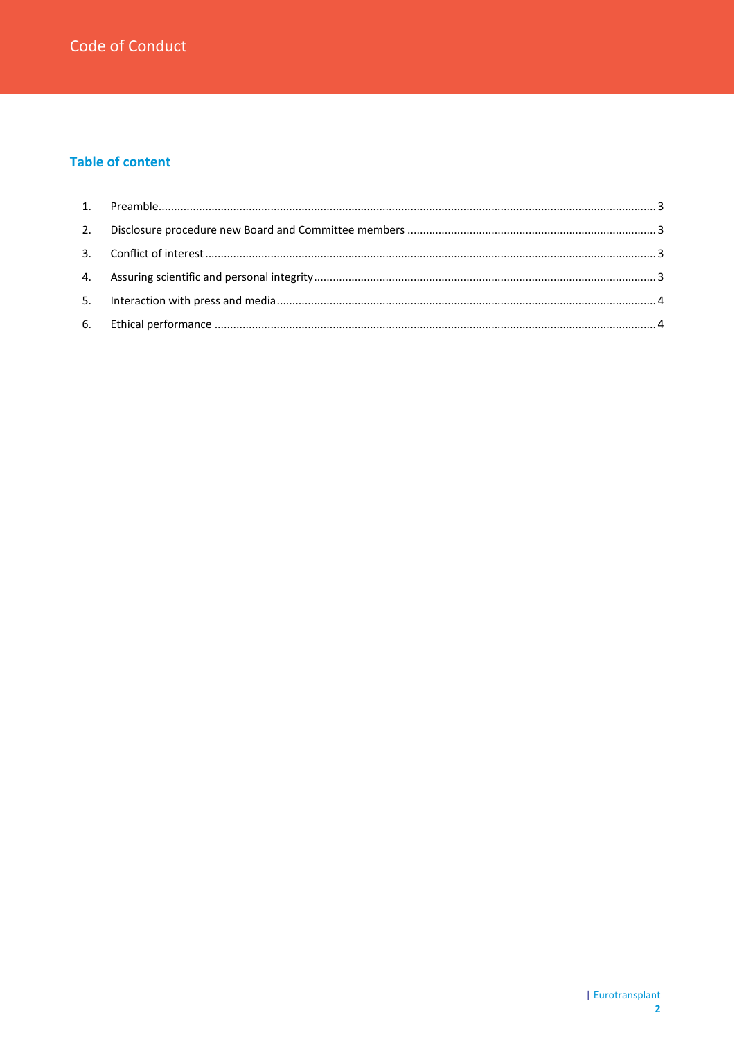## Table of content

1. Preamble ... 3
2. Disclosure procedure new Board and Committee members ... 3
3. Conflict of interest ... 3
4. Assuring scientific and personal integrity ... 3
5. Interaction with press and media ... 4
6. Ethical performance ... 4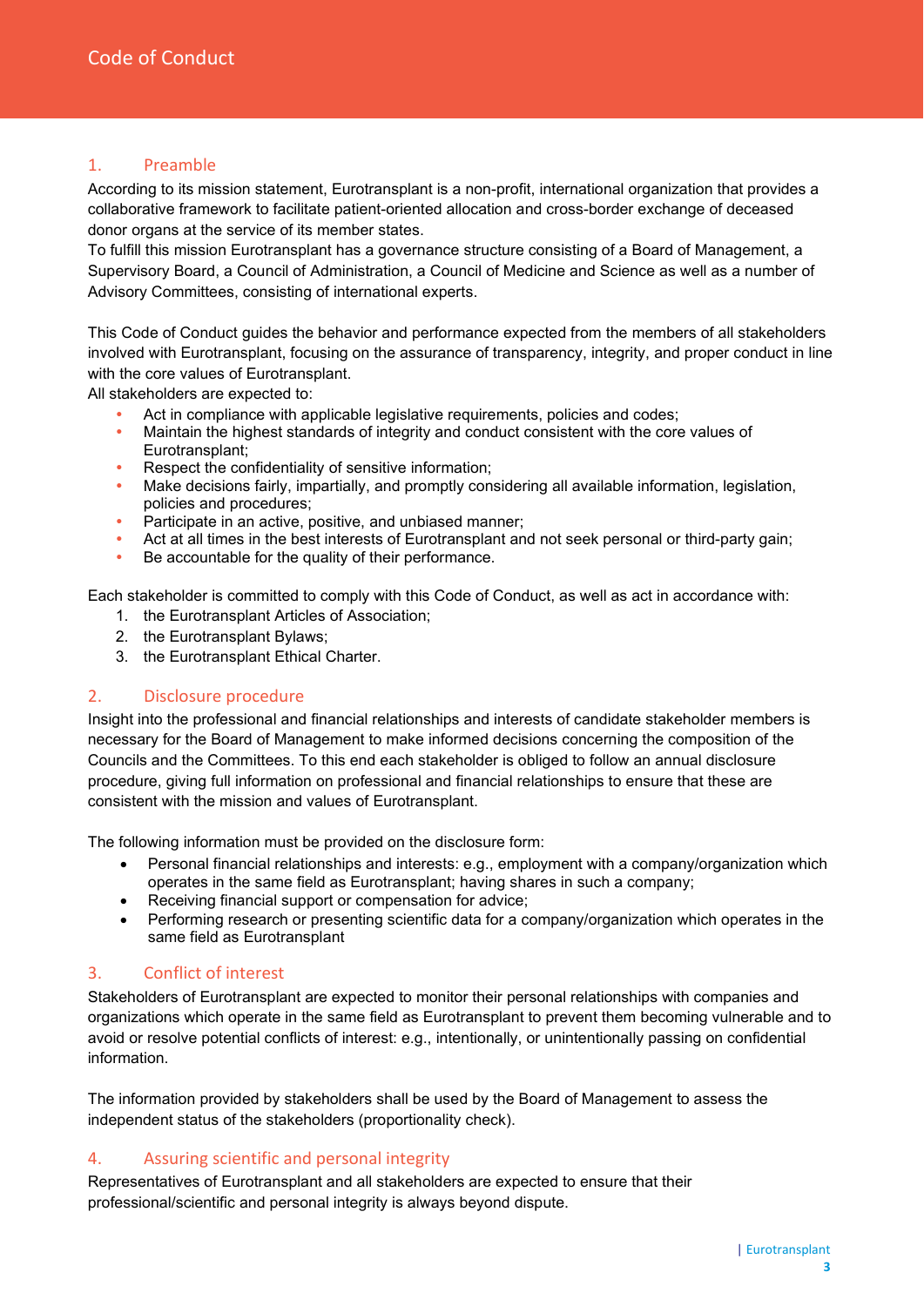## 1. Preamble

According to its mission statement, Eurotransplant is a non-profit, international organization that provides a collaborative framework to facilitate patient-oriented allocation and cross-border exchange of deceased donor organs at the service of its member states.
To fulfill this mission Eurotransplant has a governance structure consisting of a Board of Management, a Supervisory Board, a Council of Administration, a Council of Medicine and Science as well as a number of Advisory Committees, consisting of international experts.

This Code of Conduct guides the behavior and performance expected from the members of all stakeholders involved with Eurotransplant, focusing on the assurance of transparency, integrity, and proper conduct in line with the core values of Eurotransplant.
All stakeholders are expected to:

- Act in compliance with applicable legislative requirements, policies and codes;
- Maintain the highest standards of integrity and conduct consistent with the core values of Eurotransplant;
- Respect the confidentiality of sensitive information;
- Make decisions fairly, impartially, and promptly considering all available information, legislation, policies and procedures;
- Participate in an active, positive, and unbiased manner;
- Act at all times in the best interests of Eurotransplant and not seek personal or third-party gain;
- Be accountable for the quality of their performance.

Each stakeholder is committed to comply with this Code of Conduct, as well as act in accordance with:

1. the Eurotransplant Articles of Association;
2. the Eurotransplant Bylaws;
3. the Eurotransplant Ethical Charter.

## 2. Disclosure procedure

Insight into the professional and financial relationships and interests of candidate stakeholder members is necessary for the Board of Management to make informed decisions concerning the composition of the Councils and the Committees. To this end each stakeholder is obliged to follow an annual disclosure procedure, giving full information on professional and financial relationships to ensure that these are consistent with the mission and values of Eurotransplant.

The following information must be provided on the disclosure form:

- Personal financial relationships and interests: e.g., employment with a company/organization which operates in the same field as Eurotransplant; having shares in such a company;
- Receiving financial support or compensation for advice;
- Performing research or presenting scientific data for a company/organization which operates in the same field as Eurotransplant

## 3. Conflict of interest

Stakeholders of Eurotransplant are expected to monitor their personal relationships with companies and organizations which operate in the same field as Eurotransplant to prevent them becoming vulnerable and to avoid or resolve potential conflicts of interest: e.g., intentionally, or unintentionally passing on confidential information.

The information provided by stakeholders shall be used by the Board of Management to assess the independent status of the stakeholders (proportionality check).

## 4. Assuring scientific and personal integrity

Representatives of Eurotransplant and all stakeholders are expected to ensure that their professional/scientific and personal integrity is always beyond dispute.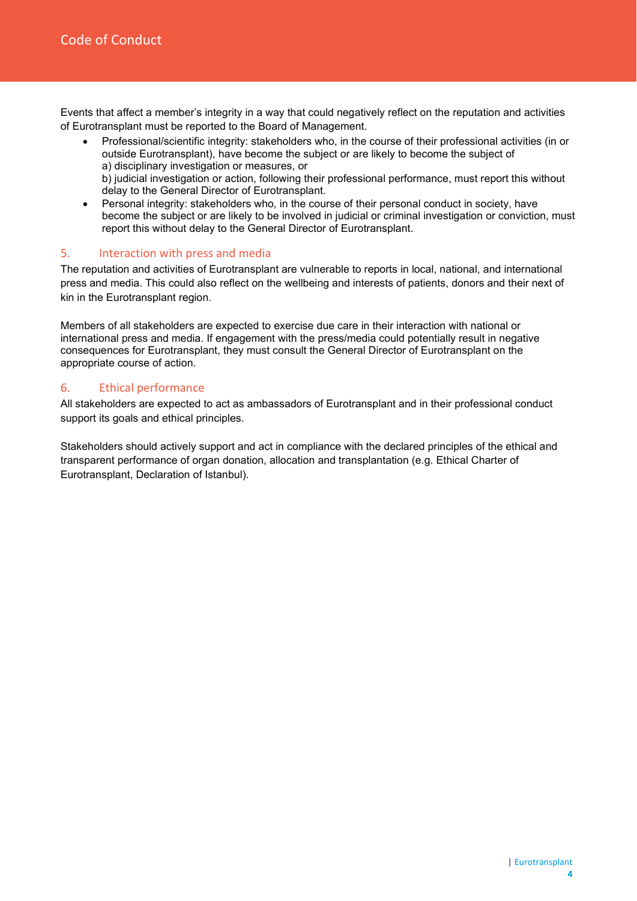Events that affect a member's integrity in a way that could negatively reflect on the reputation and activities of Eurotransplant must be reported to the Board of Management.

- Professional/scientific integrity: stakeholders who, in the course of their professional activities (in or outside Eurotransplant), have become the subject or are likely to become the subject of
  a) disciplinary investigation or measures, or
  b) judicial investigation or action, following their professional performance, must report this without delay to the General Director of Eurotransplant.
- Personal integrity: stakeholders who, in the course of their personal conduct in society, have become the subject or are likely to be involved in judicial or criminal investigation or conviction, must report this without delay to the General Director of Eurotransplant.

## 5. Interaction with press and media

The reputation and activities of Eurotransplant are vulnerable to reports in local, national, and international press and media. This could also reflect on the wellbeing and interests of patients, donors and their next of kin in the Eurotransplant region.

Members of all stakeholders are expected to exercise due care in their interaction with national or international press and media. If engagement with the press/media could potentially result in negative consequences for Eurotransplant, they must consult the General Director of Eurotransplant on the appropriate course of action.

## 6. Ethical performance

All stakeholders are expected to act as ambassadors of Eurotransplant and in their professional conduct support its goals and ethical principles.

Stakeholders should actively support and act in compliance with the declared principles of the ethical and transparent performance of organ donation, allocation and transplantation (e.g. Ethical Charter of Eurotransplant, Declaration of Istanbul).